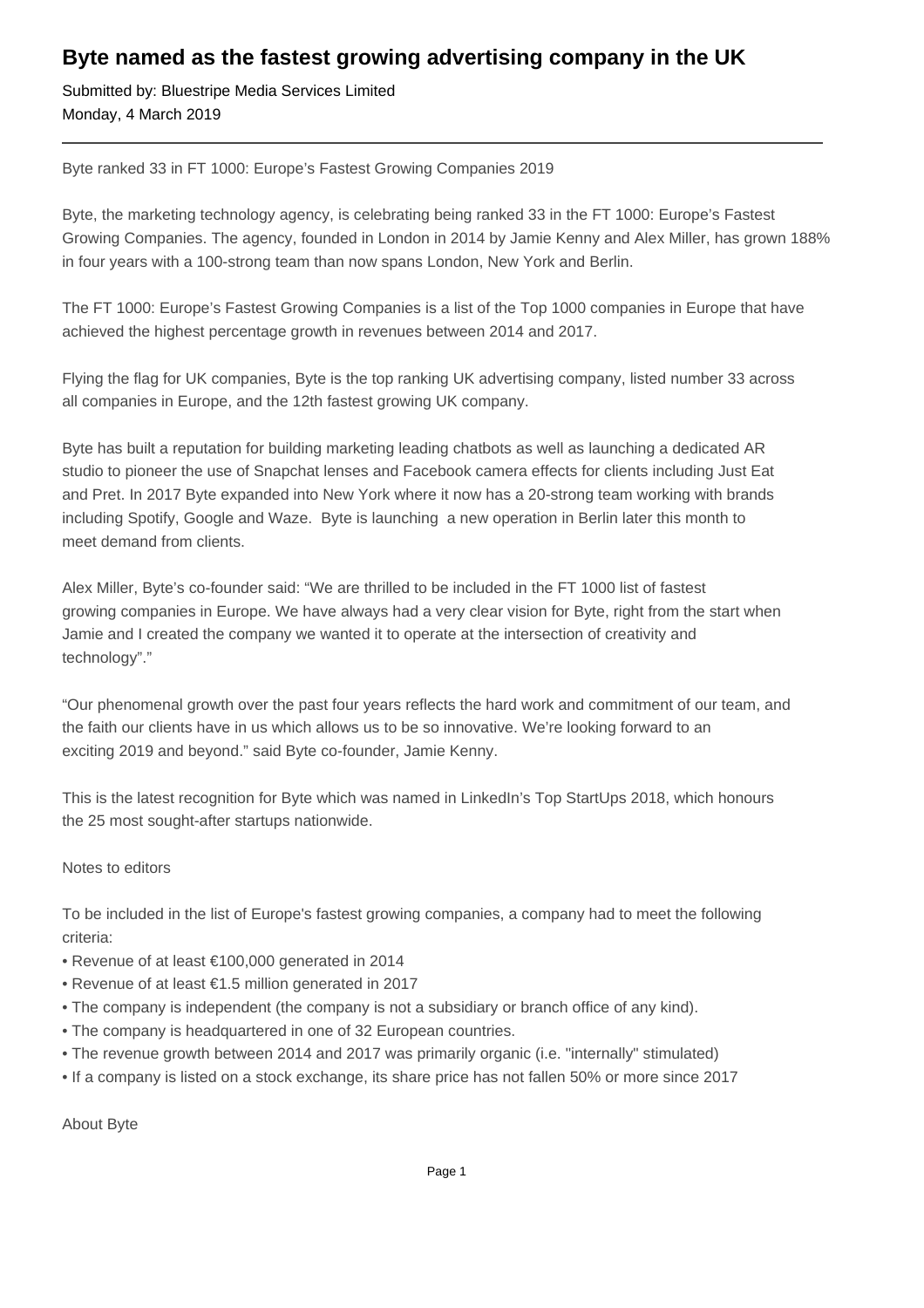# Byte named as the fastest growing advertising company in the UK

Submitted by: Bluestripe Media Services Limited
Monday, 4 March 2019

---

Byte ranked 33 in FT 1000: Europe's Fastest Growing Companies 2019

Byte, the marketing technology agency, is celebrating being ranked 33 in the FT 1000: Europe's Fastest Growing Companies. The agency, founded in London in 2014 by Jamie Kenny and Alex Miller, has grown 188% in four years with a 100-strong team than now spans London, New York and Berlin.

The FT 1000: Europe's Fastest Growing Companies is a list of the Top 1000 companies in Europe that have achieved the highest percentage growth in revenues between 2014 and 2017.

Flying the flag for UK companies, Byte is the top ranking UK advertising company, listed number 33 across all companies in Europe, and the 12th fastest growing UK company.

Byte has built a reputation for building marketing leading chatbots as well as launching a dedicated AR studio to pioneer the use of Snapchat lenses and Facebook camera effects for clients including Just Eat and Pret. In 2017 Byte expanded into New York where it now has a 20-strong team working with brands including Spotify, Google and Waze. Byte is launching a new operation in Berlin later this month to meet demand from clients.

Alex Miller, Byte's co-founder said: "We are thrilled to be included in the FT 1000 list of fastest growing companies in Europe. We have always had a very clear vision for Byte, right from the start when Jamie and I created the company we wanted it to operate at the intersection of creativity and technology"."

"Our phenomenal growth over the past four years reflects the hard work and commitment of our team, and the faith our clients have in us which allows us to be so innovative. We're looking forward to an exciting 2019 and beyond." said Byte co-founder, Jamie Kenny.

This is the latest recognition for Byte which was named in LinkedIn's Top StartUps 2018, which honours the 25 most sought-after startups nationwide.

Notes to editors

To be included in the list of Europe's fastest growing companies, a company had to meet the following criteria:

- Revenue of at least €100,000 generated in 2014
- Revenue of at least €1.5 million generated in 2017
- The company is independent (the company is not a subsidiary or branch office of any kind).
- The company is headquartered in one of 32 European countries.
- The revenue growth between 2014 and 2017 was primarily organic (i.e. "internally" stimulated)
- If a company is listed on a stock exchange, its share price has not fallen 50% or more since 2017

About Byte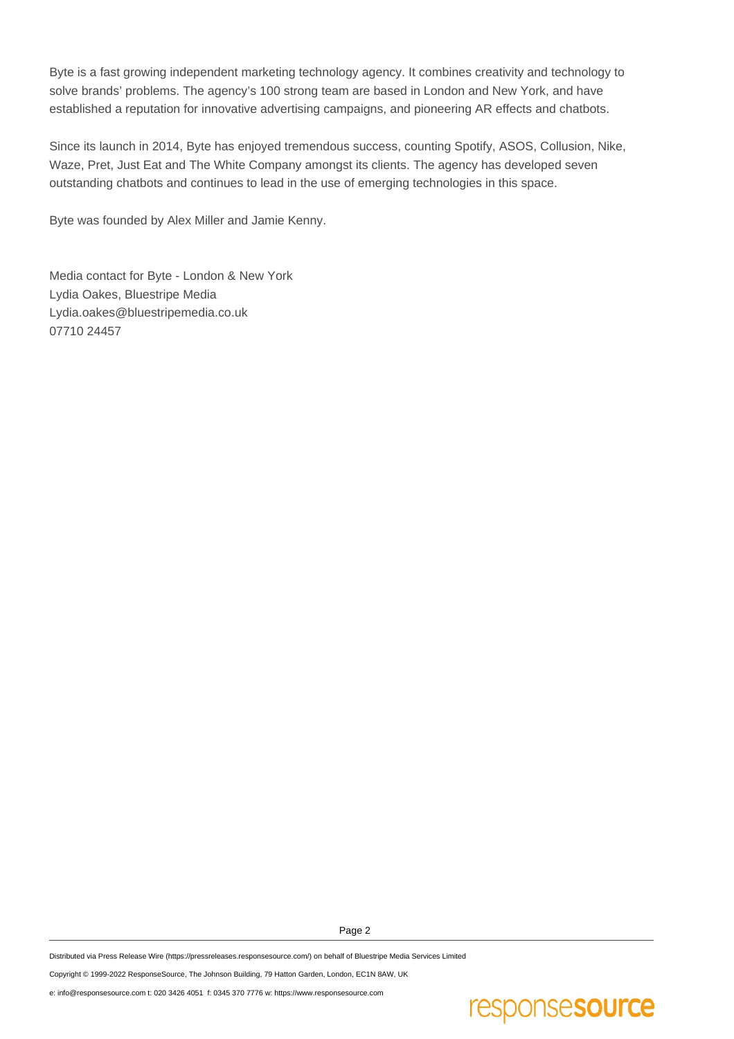Byte is a fast growing independent marketing technology agency. It combines creativity and technology to solve brands' problems. The agency's 100 strong team are based in London and New York, and have established a reputation for innovative advertising campaigns, and pioneering AR effects and chatbots.

Since its launch in 2014, Byte has enjoyed tremendous success, counting Spotify, ASOS, Collusion, Nike, Waze, Pret, Just Eat and The White Company amongst its clients. The agency has developed seven outstanding chatbots and continues to lead in the use of emerging technologies in this space.

Byte was founded by Alex Miller and Jamie Kenny.

Media contact for Byte - London & New York
Lydia Oakes, Bluestripe Media
Lydia.oakes@bluestripemedia.co.uk
07710 24457